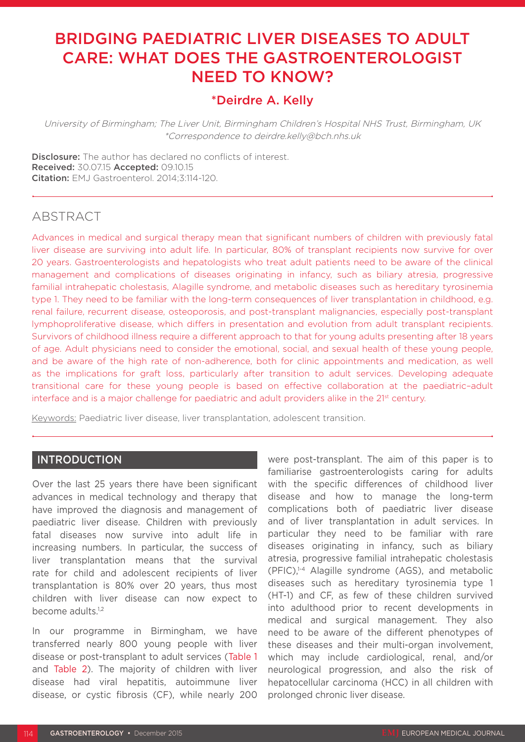# BRIDGING PAEDIATRIC LIVER DISEASES TO ADULT CARE: WHAT DOES THE GASTROENTEROLOGIST NEED TO KNOW?

## *Deirdre A. Kelly

*University of Birmingham; The Liver Unit, Birmingham Children's Hospital NHS Trust, Birmingham, UK*
*\*Correspondence to deirdre.kelly@bch.nhs.uk*

**Disclosure:** The author has declared no conflicts of interest.
**Received:** 30.07.15 **Accepted:** 09.10.15
**Citation:** EMJ Gastroenterol. 2014;3:114-120.

## ABSTRACT

Advances in medical and surgical therapy mean that significant numbers of children with previously fatal liver disease are surviving into adult life. In particular, 80% of transplant recipients now survive for over 20 years. Gastroenterologists and hepatologists who treat adult patients need to be aware of the clinical management and complications of diseases originating in infancy, such as biliary atresia, progressive familial intrahepatic cholestasis, Alagille syndrome, and metabolic diseases such as hereditary tyrosinemia type 1. They need to be familiar with the long-term consequences of liver transplantation in childhood, e.g. renal failure, recurrent disease, osteoporosis, and post-transplant malignancies, especially post-transplant lymphoproliferative disease, which differs in presentation and evolution from adult transplant recipients. Survivors of childhood illness require a different approach to that for young adults presenting after 18 years of age. Adult physicians need to consider the emotional, social, and sexual health of these young people, and be aware of the high rate of non-adherence, both for clinic appointments and medication, as well as the implications for graft loss, particularly after transition to adult services. Developing adequate transitional care for these young people is based on effective collaboration at the paediatric–adult interface and is a major challenge for paediatric and adult providers alike in the 21st century.

Keywords: Paediatric liver disease, liver transplantation, adolescent transition.

## INTRODUCTION

Over the last 25 years there have been significant advances in medical technology and therapy that have improved the diagnosis and management of paediatric liver disease. Children with previously fatal diseases now survive into adult life in increasing numbers. In particular, the success of liver transplantation means that the survival rate for child and adolescent recipients of liver transplantation is 80% over 20 years, thus most children with liver disease can now expect to become adults.[1,2]

In our programme in Birmingham, we have transferred nearly 800 young people with liver disease or post-transplant to adult services (Table 1 and Table 2). The majority of children with liver disease had viral hepatitis, autoimmune liver disease, or cystic fibrosis (CF), while nearly 200 were post-transplant. The aim of this paper is to familiarise gastroenterologists caring for adults with the specific differences of childhood liver disease and how to manage the long-term complications both of paediatric liver disease and of liver transplantation in adult services. In particular they need to be familiar with rare diseases originating in infancy, such as biliary atresia, progressive familial intrahepatic cholestasis (PFIC),[1-4] Alagille syndrome (AGS), and metabolic diseases such as hereditary tyrosinemia type 1 (HT-1) and CF, as few of these children survived into adulthood prior to recent developments in medical and surgical management. They also need to be aware of the different phenotypes of these diseases and their multi-organ involvement, which may include cardiological, renal, and/or neurological progression, and also the risk of hepatocellular carcinoma (HCC) in all children with prolonged chronic liver disease.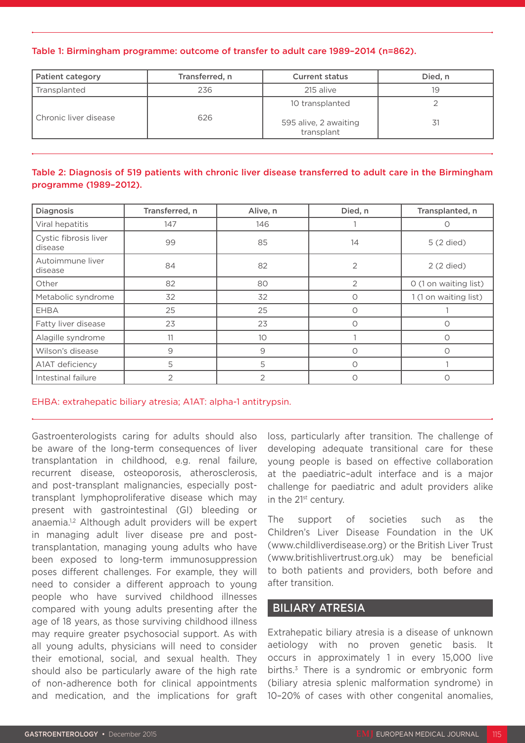Table 1: Birmingham programme: outcome of transfer to adult care 1989–2014 (n=862).

| Patient category | Transferred, n | Current status | Died, n |
|---|---|---|---|
| Transplanted | 236 | 215 alive | 19 |
| Chronic liver disease | 626 | 10 transplanted | 2 |
| | | 595 alive, 2 awaiting transplant | 31 |

Table 2: Diagnosis of 519 patients with chronic liver disease transferred to adult care in the Birmingham programme (1989–2012).

| Diagnosis | Transferred, n | Alive, n | Died, n | Transplanted, n |
|---|---|---|---|---|
| Viral hepatitis | 147 | 146 | 1 | 0 |
| Cystic fibrosis liver disease | 99 | 85 | 14 | 5 (2 died) |
| Autoimmune liver disease | 84 | 82 | 2 | 2 (2 died) |
| Other | 82 | 80 | 2 | 0 (1 on waiting list) |
| Metabolic syndrome | 32 | 32 | 0 | 1 (1 on waiting list) |
| EHBA | 25 | 25 | 0 | 1 |
| Fatty liver disease | 23 | 23 | 0 | 0 |
| Alagille syndrome | 11 | 10 | 1 | 0 |
| Wilson's disease | 9 | 9 | 0 | 0 |
| A1AT deficiency | 5 | 5 | 0 | 1 |
| Intestinal failure | 2 | 2 | 0 | 0 |

EHBA: extrahepatic biliary atresia; A1AT: alpha-1 antitrypsin.

Gastroenterologists caring for adults should also be aware of the long-term consequences of liver transplantation in childhood, e.g. renal failure, recurrent disease, osteoporosis, atherosclerosis, and post-transplant malignancies, especially post-transplant lymphoproliferative disease which may present with gastrointestinal (GI) bleeding or anaemia.[1,2] Although adult providers will be expert in managing adult liver disease pre and post-transplantation, managing young adults who have been exposed to long-term immunosuppression poses different challenges. For example, they will need to consider a different approach to young people who have survived childhood illnesses compared with young adults presenting after the age of 18 years, as those surviving childhood illness may require greater psychosocial support. As with all young adults, physicians will need to consider their emotional, social, and sexual health. They should also be particularly aware of the high rate of non-adherence both for clinical appointments and medication, and the implications for graft loss, particularly after transition. The challenge of developing adequate transitional care for these young people is based on effective collaboration at the paediatric–adult interface and is a major challenge for paediatric and adult providers alike in the 21st century.

The support of societies such as the Children's Liver Disease Foundation in the UK (www.childliverdisease.org) or the British Liver Trust (www.britishlivertrust.org.uk) may be beneficial to both patients and providers, both before and after transition.

## BILIARY ATRESIA

Extrahepatic biliary atresia is a disease of unknown aetiology with no proven genetic basis. It occurs in approximately 1 in every 15,000 live births.[3] There is a syndromic or embryonic form (biliary atresia splenic malformation syndrome) in 10–20% of cases with other congenital anomalies,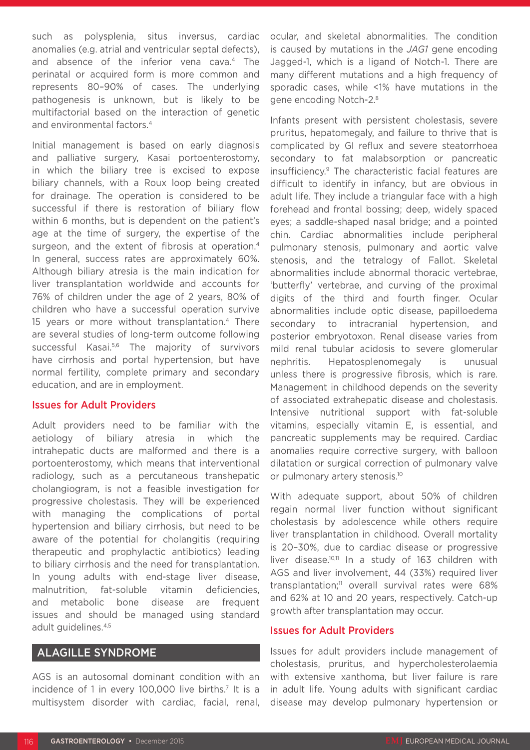such as polysplenia, situs inversus, cardiac anomalies (e.g. atrial and ventricular septal defects), and absence of the inferior vena cava.[4] The perinatal or acquired form is more common and represents 80–90% of cases. The underlying pathogenesis is unknown, but is likely to be multifactorial based on the interaction of genetic and environmental factors.[4]

Initial management is based on early diagnosis and palliative surgery, Kasai portoenterostomy, in which the biliary tree is excised to expose biliary channels, with a Roux loop being created for drainage. The operation is considered to be successful if there is restoration of biliary flow within 6 months, but is dependent on the patient's age at the time of surgery, the expertise of the surgeon, and the extent of fibrosis at operation.[4] In general, success rates are approximately 60%. Although biliary atresia is the main indication for liver transplantation worldwide and accounts for 76% of children under the age of 2 years, 80% of children who have a successful operation survive 15 years or more without transplantation.[4] There are several studies of long-term outcome following successful Kasai.[5,6] The majority of survivors have cirrhosis and portal hypertension, but have normal fertility, complete primary and secondary education, and are in employment.

### Issues for Adult Providers

Adult providers need to be familiar with the aetiology of biliary atresia in which the intrahepatic ducts are malformed and there is a portoenterostomy, which means that interventional radiology, such as a percutaneous transhepatic cholangiogram, is not a feasible investigation for progressive cholestasis. They will be experienced with managing the complications of portal hypertension and biliary cirrhosis, but need to be aware of the potential for cholangitis (requiring therapeutic and prophylactic antibiotics) leading to biliary cirrhosis and the need for transplantation. In young adults with end-stage liver disease, malnutrition, fat-soluble vitamin deficiencies, and metabolic bone disease are frequent issues and should be managed using standard adult guidelines.[4,5]

## ALAGILLE SYNDROME

AGS is an autosomal dominant condition with an incidence of 1 in every 100,000 live births.[7] It is a multisystem disorder with cardiac, facial, renal, ocular, and skeletal abnormalities. The condition is caused by mutations in the *JAG1* gene encoding Jagged-1, which is a ligand of Notch-1. There are many different mutations and a high frequency of sporadic cases, while <1% have mutations in the gene encoding Notch-2.[8]

Infants present with persistent cholestasis, severe pruritus, hepatomegaly, and failure to thrive that is complicated by GI reflux and severe steatorrhoea secondary to fat malabsorption or pancreatic insufficiency.[9] The characteristic facial features are difficult to identify in infancy, but are obvious in adult life. They include a triangular face with a high forehead and frontal bossing; deep, widely spaced eyes; a saddle-shaped nasal bridge; and a pointed chin. Cardiac abnormalities include peripheral pulmonary stenosis, pulmonary and aortic valve stenosis, and the tetralogy of Fallot. Skeletal abnormalities include abnormal thoracic vertebrae, 'butterfly' vertebrae, and curving of the proximal digits of the third and fourth finger. Ocular abnormalities include optic disease, papilloedema secondary to intracranial hypertension, and posterior embryotoxon. Renal disease varies from mild renal tubular acidosis to severe glomerular nephritis. Hepatosplenomegaly is unusual unless there is progressive fibrosis, which is rare. Management in childhood depends on the severity of associated extrahepatic disease and cholestasis. Intensive nutritional support with fat-soluble vitamins, especially vitamin E, is essential, and pancreatic supplements may be required. Cardiac anomalies require corrective surgery, with balloon dilatation or surgical correction of pulmonary valve or pulmonary artery stenosis.[10]

With adequate support, about 50% of children regain normal liver function without significant cholestasis by adolescence while others require liver transplantation in childhood. Overall mortality is 20–30%, due to cardiac disease or progressive liver disease.[10,11] In a study of 163 children with AGS and liver involvement, 44 (33%) required liver transplantation;[11] overall survival rates were 68% and 62% at 10 and 20 years, respectively. Catch-up growth after transplantation may occur.

### Issues for Adult Providers

Issues for adult providers include management of cholestasis, pruritus, and hypercholesterolaemia with extensive xanthoma, but liver failure is rare in adult life. Young adults with significant cardiac disease may develop pulmonary hypertension or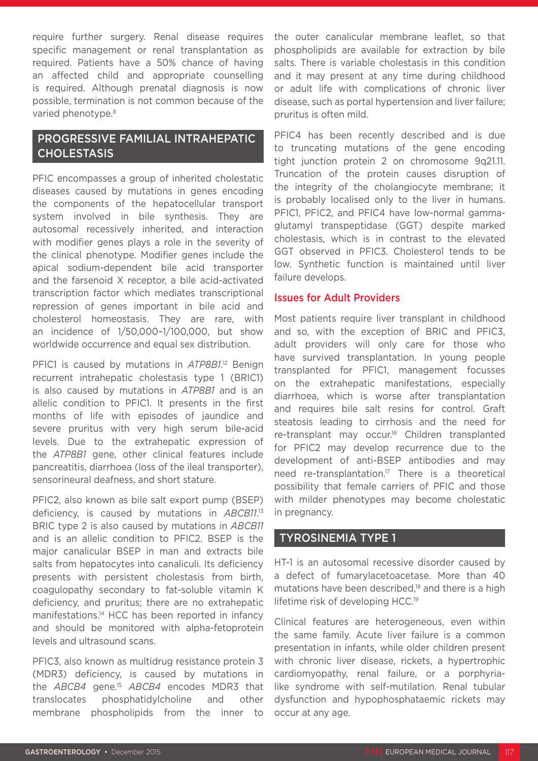require further surgery. Renal disease requires specific management or renal transplantation as required. Patients have a 50% chance of having an affected child and appropriate counselling is required. Although prenatal diagnosis is now possible, termination is not common because of the varied phenotype.[8]

## PROGRESSIVE FAMILIAL INTRAHEPATIC CHOLESTASIS

PFIC encompasses a group of inherited cholestatic diseases caused by mutations in genes encoding the components of the hepatocellular transport system involved in bile synthesis. They are autosomal recessively inherited, and interaction with modifier genes plays a role in the severity of the clinical phenotype. Modifier genes include the apical sodium-dependent bile acid transporter and the farsenoid X receptor, a bile acid-activated transcription factor which mediates transcriptional repression of genes important in bile acid and cholesterol homeostasis. They are rare, with an incidence of 1/50,000–1/100,000, but show worldwide occurrence and equal sex distribution.

PFIC1 is caused by mutations in *ATP8B1*.[12] Benign recurrent intrahepatic cholestasis type 1 (BRIC1) is also caused by mutations in *ATP8B1* and is an allelic condition to PFIC1. It presents in the first months of life with episodes of jaundice and severe pruritus with very high serum bile-acid levels. Due to the extrahepatic expression of the *ATP8B1* gene, other clinical features include pancreatitis, diarrhoea (loss of the ileal transporter), sensorineural deafness, and short stature.

PFIC2, also known as bile salt export pump (BSEP) deficiency, is caused by mutations in *ABCB11*.[13] BRIC type 2 is also caused by mutations in *ABCB11* and is an allelic condition to PFIC2. BSEP is the major canalicular BSEP in man and extracts bile salts from hepatocytes into canaliculi. Its deficiency presents with persistent cholestasis from birth, coagulopathy secondary to fat-soluble vitamin K deficiency, and pruritus; there are no extrahepatic manifestations.[14] HCC has been reported in infancy and should be monitored with alpha-fetoprotein levels and ultrasound scans.

PFIC3, also known as multidrug resistance protein 3 (MDR3) deficiency, is caused by mutations in the *ABCB4* gene.[15] *ABCB4* encodes MDR3 that translocates phosphatidylcholine and other membrane phospholipids from the inner to the outer canalicular membrane leaflet, so that phospholipids are available for extraction by bile salts. There is variable cholestasis in this condition and it may present at any time during childhood or adult life with complications of chronic liver disease, such as portal hypertension and liver failure; pruritus is often mild.

PFIC4 has been recently described and is due to truncating mutations of the gene encoding tight junction protein 2 on chromosome 9q21.11. Truncation of the protein causes disruption of the integrity of the cholangiocyte membrane; it is probably localised only to the liver in humans. PFIC1, PFIC2, and PFIC4 have low-normal gamma-glutamyl transpeptidase (GGT) despite marked cholestasis, which is in contrast to the elevated GGT observed in PFIC3. Cholesterol tends to be low. Synthetic function is maintained until liver failure develops.

### Issues for Adult Providers

Most patients require liver transplant in childhood and so, with the exception of BRIC and PFIC3, adult providers will only care for those who have survived transplantation. In young people transplanted for PFIC1, management focusses on the extrahepatic manifestations, especially diarrhoea, which is worse after transplantation and requires bile salt resins for control. Graft steatosis leading to cirrhosis and the need for re-transplant may occur.[16] Children transplanted for PFIC2 may develop recurrence due to the development of anti-BSEP antibodies and may need re-transplantation.[17] There is a theoretical possibility that female carriers of PFIC and those with milder phenotypes may become cholestatic in pregnancy.

## TYROSINEMIA TYPE 1

HT-1 is an autosomal recessive disorder caused by a defect of fumarylacetoacetase. More than 40 mutations have been described,[18] and there is a high lifetime risk of developing HCC.[19]

Clinical features are heterogeneous, even within the same family. Acute liver failure is a common presentation in infants, while older children present with chronic liver disease, rickets, a hypertrophic cardiomyopathy, renal failure, or a porphyria-like syndrome with self-mutilation. Renal tubular dysfunction and hypophosphataemic rickets may occur at any age.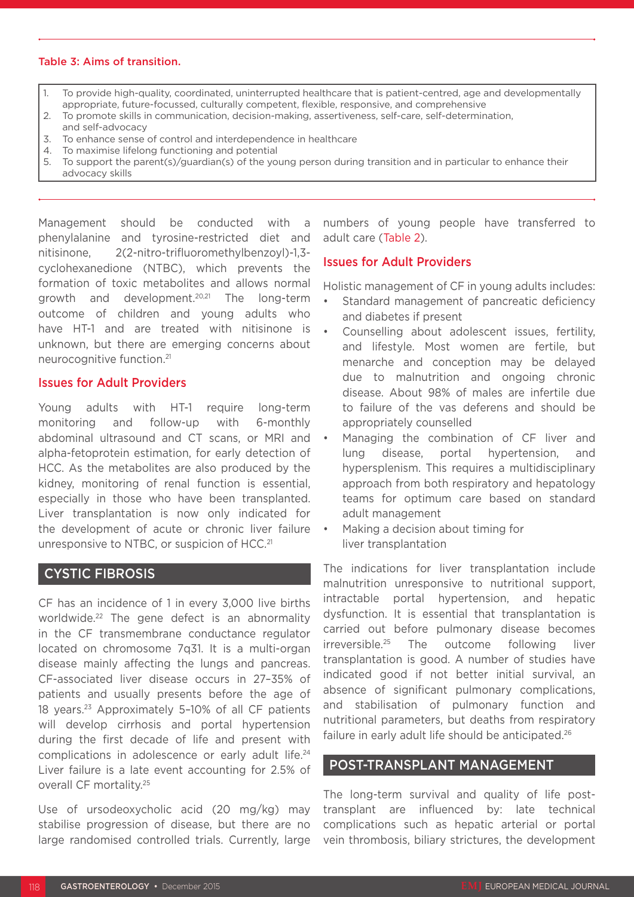Table 3: Aims of transition.

1. To provide high-quality, coordinated, uninterrupted healthcare that is patient-centred, age and developmentally appropriate, future-focussed, culturally competent, flexible, responsive, and comprehensive
2. To promote skills in communication, decision-making, assertiveness, self-care, self-determination, and self-advocacy
3. To enhance sense of control and interdependence in healthcare
4. To maximise lifelong functioning and potential
5. To support the parent(s)/guardian(s) of the young person during transition and in particular to enhance their advocacy skills

Management should be conducted with a phenylalanine and tyrosine-restricted diet and nitisinone, 2(2-nitro-trifluoromethylbenzoyl)-1,3-cyclohexanedione (NTBC), which prevents the formation of toxic metabolites and allows normal growth and development.[20,21] The long-term outcome of children and young adults who have HT-1 and are treated with nitisinone is unknown, but there are emerging concerns about neurocognitive function.[21]

### Issues for Adult Providers

Young adults with HT-1 require long-term monitoring and follow-up with 6-monthly abdominal ultrasound and CT scans, or MRI and alpha-fetoprotein estimation, for early detection of HCC. As the metabolites are also produced by the kidney, monitoring of renal function is essential, especially in those who have been transplanted. Liver transplantation is now only indicated for the development of acute or chronic liver failure unresponsive to NTBC, or suspicion of HCC.[21]

## CYSTIC FIBROSIS

CF has an incidence of 1 in every 3,000 live births worldwide.[22] The gene defect is an abnormality in the CF transmembrane conductance regulator located on chromosome 7q31. It is a multi-organ disease mainly affecting the lungs and pancreas. CF-associated liver disease occurs in 27–35% of patients and usually presents before the age of 18 years.[23] Approximately 5–10% of all CF patients will develop cirrhosis and portal hypertension during the first decade of life and present with complications in adolescence or early adult life.[24] Liver failure is a late event accounting for 2.5% of overall CF mortality.[25]

Use of ursodeoxycholic acid (20 mg/kg) may stabilise progression of disease, but there are no large randomised controlled trials. Currently, large numbers of young people have transferred to adult care (Table 2).

### Issues for Adult Providers

Holistic management of CF in young adults includes:

- Standard management of pancreatic deficiency and diabetes if present
- Counselling about adolescent issues, fertility, and lifestyle. Most women are fertile, but menarche and conception may be delayed due to malnutrition and ongoing chronic disease. About 98% of males are infertile due to failure of the vas deferens and should be appropriately counselled
- Managing the combination of CF liver and lung disease, portal hypertension, and hypersplenism. This requires a multidisciplinary approach from both respiratory and hepatology teams for optimum care based on standard adult management
- Making a decision about timing for liver transplantation

The indications for liver transplantation include malnutrition unresponsive to nutritional support, intractable portal hypertension, and hepatic dysfunction. It is essential that transplantation is carried out before pulmonary disease becomes irreversible.[25] The outcome following liver transplantation is good. A number of studies have indicated good if not better initial survival, an absence of significant pulmonary complications, and stabilisation of pulmonary function and nutritional parameters, but deaths from respiratory failure in early adult life should be anticipated.[26]

## POST-TRANSPLANT MANAGEMENT

The long-term survival and quality of life post-transplant are influenced by: late technical complications such as hepatic arterial or portal vein thrombosis, biliary strictures, the development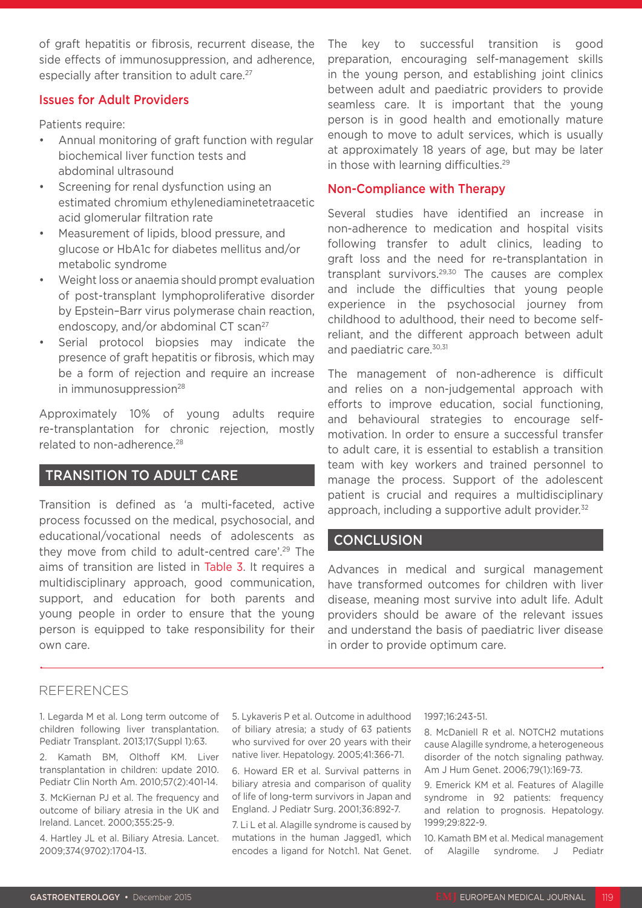of graft hepatitis or fibrosis, recurrent disease, the side effects of immunosuppression, and adherence, especially after transition to adult care.[27]

### Issues for Adult Providers

Patients require:

- Annual monitoring of graft function with regular biochemical liver function tests and abdominal ultrasound
- Screening for renal dysfunction using an estimated chromium ethylenediaminetetraacetic acid glomerular filtration rate
- Measurement of lipids, blood pressure, and glucose or HbA1c for diabetes mellitus and/or metabolic syndrome
- Weight loss or anaemia should prompt evaluation of post-transplant lymphoproliferative disorder by Epstein–Barr virus polymerase chain reaction, endoscopy, and/or abdominal CT scan[27]
- Serial protocol biopsies may indicate the presence of graft hepatitis or fibrosis, which may be a form of rejection and require an increase in immunosuppression[28]

Approximately 10% of young adults require re-transplantation for chronic rejection, mostly related to non-adherence.[28]

## TRANSITION TO ADULT CARE

Transition is defined as 'a multi-faceted, active process focussed on the medical, psychosocial, and educational/vocational needs of adolescents as they move from child to adult-centred care'.[29] The aims of transition are listed in Table 3. It requires a multidisciplinary approach, good communication, support, and education for both parents and young people in order to ensure that the young person is equipped to take responsibility for their own care.

The key to successful transition is good preparation, encouraging self-management skills in the young person, and establishing joint clinics between adult and paediatric providers to provide seamless care. It is important that the young person is in good health and emotionally mature enough to move to adult services, which is usually at approximately 18 years of age, but may be later in those with learning difficulties.[29]

### Non-Compliance with Therapy

Several studies have identified an increase in non-adherence to medication and hospital visits following transfer to adult clinics, leading to graft loss and the need for re-transplantation in transplant survivors.[29,30] The causes are complex and include the difficulties that young people experience in the psychosocial journey from childhood to adulthood, their need to become self-reliant, and the different approach between adult and paediatric care.[30,31]

The management of non-adherence is difficult and relies on a non-judgemental approach with efforts to improve education, social functioning, and behavioural strategies to encourage self-motivation. In order to ensure a successful transfer to adult care, it is essential to establish a transition team with key workers and trained personnel to manage the process. Support of the adolescent patient is crucial and requires a multidisciplinary approach, including a supportive adult provider.[32]

## CONCLUSION

Advances in medical and surgical management have transformed outcomes for children with liver disease, meaning most survive into adult life. Adult providers should be aware of the relevant issues and understand the basis of paediatric liver disease in order to provide optimum care.

## REFERENCES

1. Legarda M et al. Long term outcome of children following liver transplantation. Pediatr Transplant. 2013;17(Suppl 1):63.
2. Kamath BM, Olthoff KM. Liver transplantation in children: update 2010. Pediatr Clin North Am. 2010;57(2):401-14.
3. McKiernan PJ et al. The frequency and outcome of biliary atresia in the UK and Ireland. Lancet. 2000;355:25-9.
4. Hartley JL et al. Biliary Atresia. Lancet. 2009;374(9702):1704-13.
5. Lykaveris P et al. Outcome in adulthood of biliary atresia; a study of 63 patients who survived for over 20 years with their native liver. Hepatology. 2005;41:366-71.
6. Howard ER et al. Survival patterns in biliary atresia and comparison of quality of life of long-term survivors in Japan and England. J Pediatr Surg. 2001;36:892-7.
7. Li L et al. Alagille syndrome is caused by mutations in the human Jagged1, which encodes a ligand for Notch1. Nat Genet. 1997;16:243-51.
8. McDaniell R et al. NOTCH2 mutations cause Alagille syndrome, a heterogeneous disorder of the notch signaling pathway. Am J Hum Genet. 2006;79(1):169-73.
9. Emerick KM et al. Features of Alagille syndrome in 92 patients: frequency and relation to prognosis. Hepatology. 1999;29:822-9.
10. Kamath BM et al. Medical management of Alagille syndrome. J Pediatr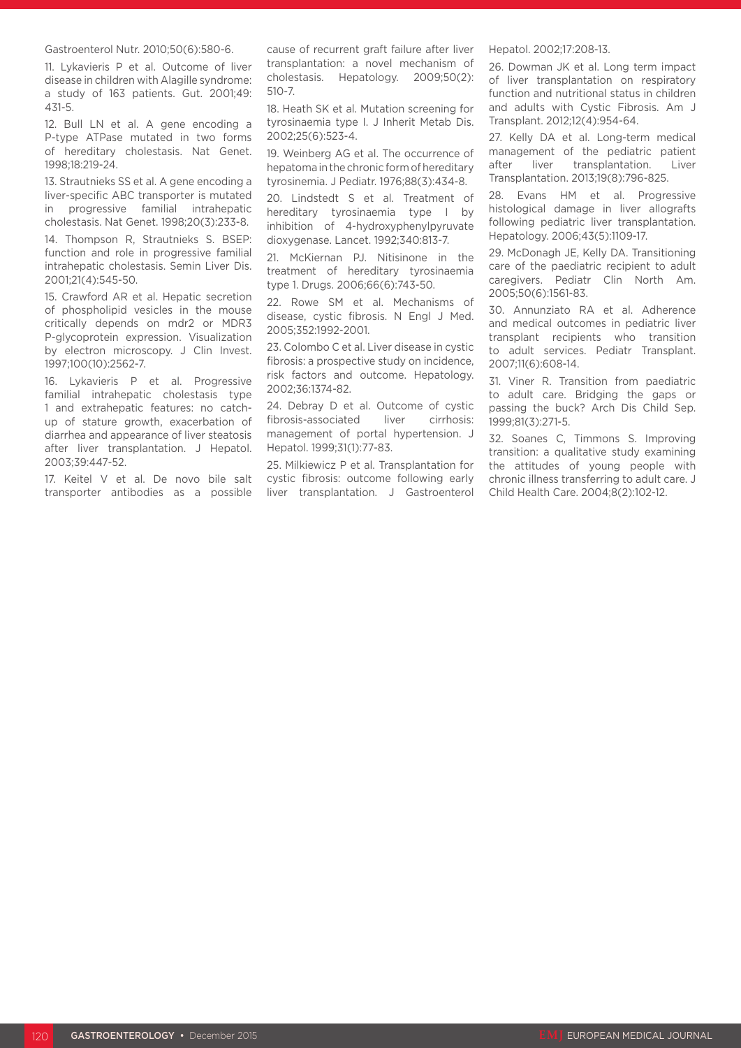Gastroenterol Nutr. 2010;50(6):580-6.

11. Lykavieris P et al. Outcome of liver disease in children with Alagille syndrome: a study of 163 patients. Gut. 2001;49: 431-5.

12. Bull LN et al. A gene encoding a P-type ATPase mutated in two forms of hereditary cholestasis. Nat Genet. 1998;18:219-24.

13. Strautnieks SS et al. A gene encoding a liver-specific ABC transporter is mutated in progressive familial intrahepatic cholestasis. Nat Genet. 1998;20(3):233-8.

14. Thompson R, Strautnieks S. BSEP: function and role in progressive familial intrahepatic cholestasis. Semin Liver Dis. 2001;21(4):545-50.

15. Crawford AR et al. Hepatic secretion of phospholipid vesicles in the mouse critically depends on mdr2 or MDR3 P-glycoprotein expression. Visualization by electron microscopy. J Clin Invest. 1997;100(10):2562-7.

16. Lykavieris P et al. Progressive familial intrahepatic cholestasis type 1 and extrahepatic features: no catch-up of stature growth, exacerbation of diarrhea and appearance of liver steatosis after liver transplantation. J Hepatol. 2003;39:447-52.

17. Keitel V et al. De novo bile salt transporter antibodies as a possible cause of recurrent graft failure after liver transplantation: a novel mechanism of cholestasis. Hepatology. 2009;50(2): 510-7.

18. Heath SK et al. Mutation screening for tyrosinaemia type I. J Inherit Metab Dis. 2002;25(6):523-4.

19. Weinberg AG et al. The occurrence of hepatoma in the chronic form of hereditary tyrosinemia. J Pediatr. 1976;88(3):434-8.

20. Lindstedt S et al. Treatment of hereditary tyrosinaemia type I by inhibition of 4-hydroxyphenylpyruvate dioxygenase. Lancet. 1992;340:813-7.

21. McKiernan PJ. Nitisinone in the treatment of hereditary tyrosinaemia type 1. Drugs. 2006;66(6):743-50.

22. Rowe SM et al. Mechanisms of disease, cystic fibrosis. N Engl J Med. 2005;352:1992-2001.

23. Colombo C et al. Liver disease in cystic fibrosis: a prospective study on incidence, risk factors and outcome. Hepatology. 2002;36:1374-82.

24. Debray D et al. Outcome of cystic fibrosis-associated liver cirrhosis: management of portal hypertension. J Hepatol. 1999;31(1):77-83.

25. Milkiewicz P et al. Transplantation for cystic fibrosis: outcome following early liver transplantation. J Gastroenterol Hepatol. 2002;17:208-13.

26. Dowman JK et al. Long term impact of liver transplantation on respiratory function and nutritional status in children and adults with Cystic Fibrosis. Am J Transplant. 2012;12(4):954-64.

27. Kelly DA et al. Long-term medical management of the pediatric patient after liver transplantation. Liver Transplantation. 2013;19(8):796-825.

28. Evans HM et al. Progressive histological damage in liver allografts following pediatric liver transplantation. Hepatology. 2006;43(5):1109-17.

29. McDonagh JE, Kelly DA. Transitioning care of the paediatric recipient to adult caregivers. Pediatr Clin North Am. 2005;50(6):1561-83.

30. Annunziato RA et al. Adherence and medical outcomes in pediatric liver transplant recipients who transition to adult services. Pediatr Transplant. 2007;11(6):608-14.

31. Viner R. Transition from paediatric to adult care. Bridging the gaps or passing the buck? Arch Dis Child Sep. 1999;81(3):271-5.

32. Soanes C, Timmons S. Improving transition: a qualitative study examining the attitudes of young people with chronic illness transferring to adult care. J Child Health Care. 2004;8(2):102-12.